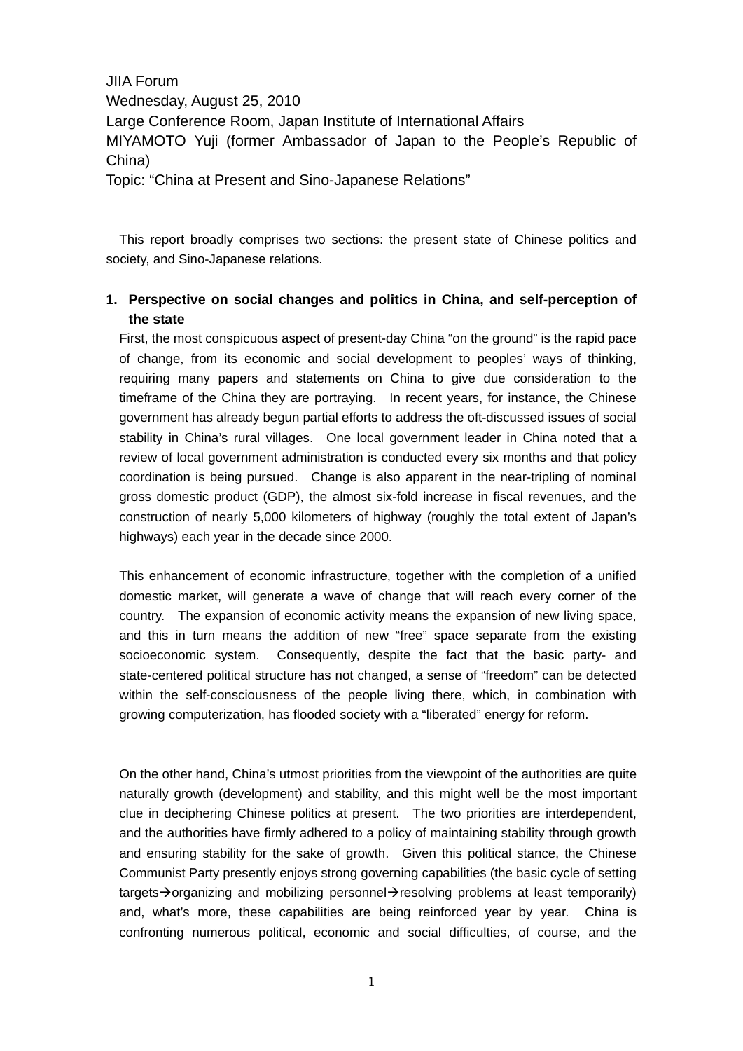JIIA Forum
Wednesday, August 25, 2010
Large Conference Room, Japan Institute of International Affairs
MIYAMOTO Yuji (former Ambassador of Japan to the People's Republic of China)
Topic: "China at Present and Sino-Japanese Relations"

This report broadly comprises two sections: the present state of Chinese politics and society, and Sino-Japanese relations.

## 1. Perspective on social changes and politics in China, and self-perception of the state

First, the most conspicuous aspect of present-day China "on the ground" is the rapid pace of change, from its economic and social development to peoples' ways of thinking, requiring many papers and statements on China to give due consideration to the timeframe of the China they are portraying. In recent years, for instance, the Chinese government has already begun partial efforts to address the oft-discussed issues of social stability in China's rural villages. One local government leader in China noted that a review of local government administration is conducted every six months and that policy coordination is being pursued. Change is also apparent in the near-tripling of nominal gross domestic product (GDP), the almost six-fold increase in fiscal revenues, and the construction of nearly 5,000 kilometers of highway (roughly the total extent of Japan's highways) each year in the decade since 2000.

This enhancement of economic infrastructure, together with the completion of a unified domestic market, will generate a wave of change that will reach every corner of the country. The expansion of economic activity means the expansion of new living space, and this in turn means the addition of new "free" space separate from the existing socioeconomic system. Consequently, despite the fact that the basic party- and state-centered political structure has not changed, a sense of "freedom" can be detected within the self-consciousness of the people living there, which, in combination with growing computerization, has flooded society with a "liberated" energy for reform.

On the other hand, China's utmost priorities from the viewpoint of the authorities are quite naturally growth (development) and stability, and this might well be the most important clue in deciphering Chinese politics at present. The two priorities are interdependent, and the authorities have firmly adhered to a policy of maintaining stability through growth and ensuring stability for the sake of growth. Given this political stance, the Chinese Communist Party presently enjoys strong governing capabilities (the basic cycle of setting targets→organizing and mobilizing personnel→resolving problems at least temporarily) and, what's more, these capabilities are being reinforced year by year. China is confronting numerous political, economic and social difficulties, of course, and the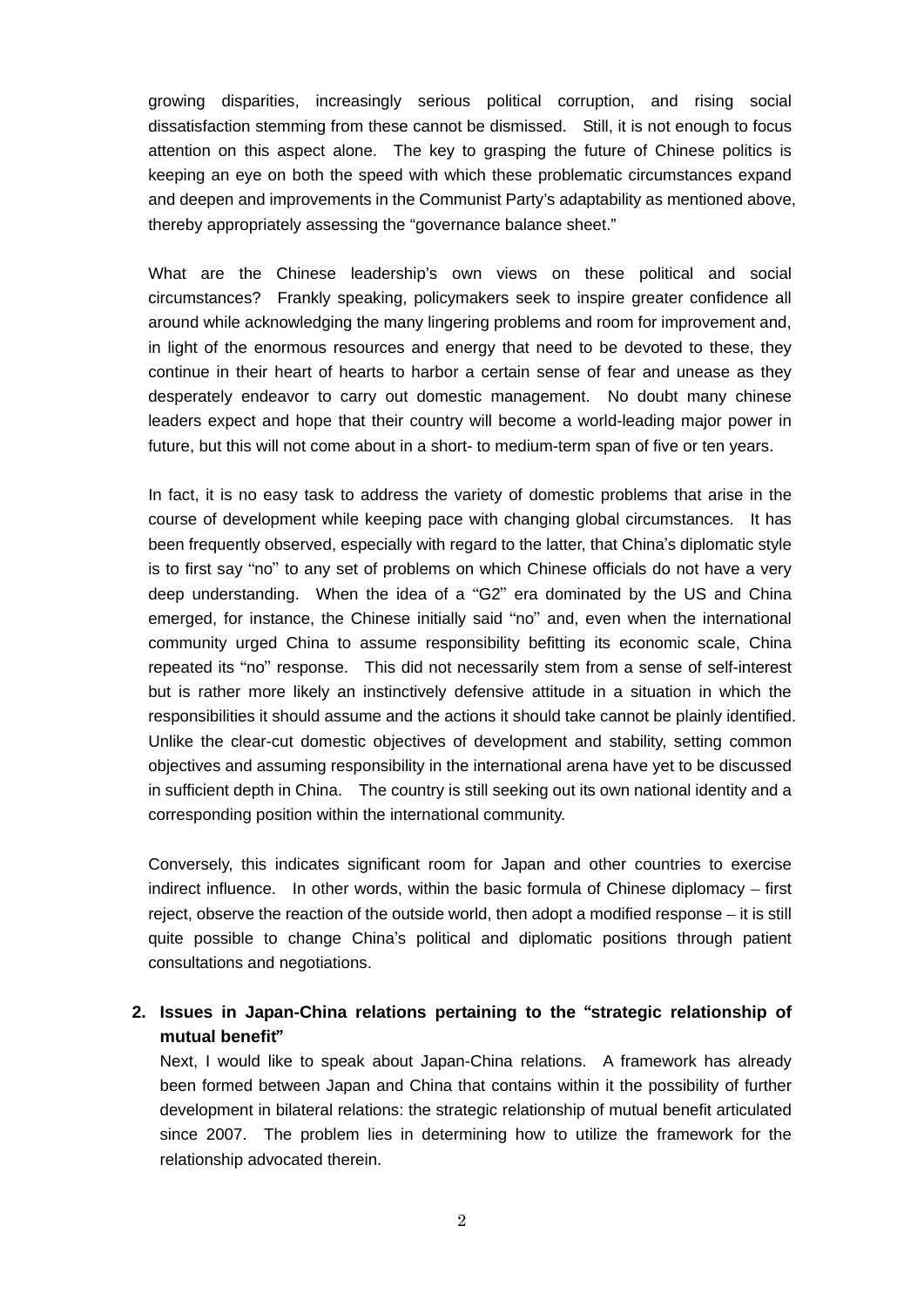growing disparities, increasingly serious political corruption, and rising social dissatisfaction stemming from these cannot be dismissed. Still, it is not enough to focus attention on this aspect alone. The key to grasping the future of Chinese politics is keeping an eye on both the speed with which these problematic circumstances expand and deepen and improvements in the Communist Party's adaptability as mentioned above, thereby appropriately assessing the "governance balance sheet."

What are the Chinese leadership's own views on these political and social circumstances? Frankly speaking, policymakers seek to inspire greater confidence all around while acknowledging the many lingering problems and room for improvement and, in light of the enormous resources and energy that need to be devoted to these, they continue in their heart of hearts to harbor a certain sense of fear and unease as they desperately endeavor to carry out domestic management. No doubt many chinese leaders expect and hope that their country will become a world-leading major power in future, but this will not come about in a short- to medium-term span of five or ten years.

In fact, it is no easy task to address the variety of domestic problems that arise in the course of development while keeping pace with changing global circumstances. It has been frequently observed, especially with regard to the latter, that China's diplomatic style is to first say "no" to any set of problems on which Chinese officials do not have a very deep understanding. When the idea of a "G2" era dominated by the US and China emerged, for instance, the Chinese initially said "no" and, even when the international community urged China to assume responsibility befitting its economic scale, China repeated its "no" response. This did not necessarily stem from a sense of self-interest but is rather more likely an instinctively defensive attitude in a situation in which the responsibilities it should assume and the actions it should take cannot be plainly identified. Unlike the clear-cut domestic objectives of development and stability, setting common objectives and assuming responsibility in the international arena have yet to be discussed in sufficient depth in China. The country is still seeking out its own national identity and a corresponding position within the international community.

Conversely, this indicates significant room for Japan and other countries to exercise indirect influence. In other words, within the basic formula of Chinese diplomacy – first reject, observe the reaction of the outside world, then adopt a modified response – it is still quite possible to change China's political and diplomatic positions through patient consultations and negotiations.

## 2. Issues in Japan-China relations pertaining to the "strategic relationship of mutual benefit"

Next, I would like to speak about Japan-China relations. A framework has already been formed between Japan and China that contains within it the possibility of further development in bilateral relations: the strategic relationship of mutual benefit articulated since 2007. The problem lies in determining how to utilize the framework for the relationship advocated therein.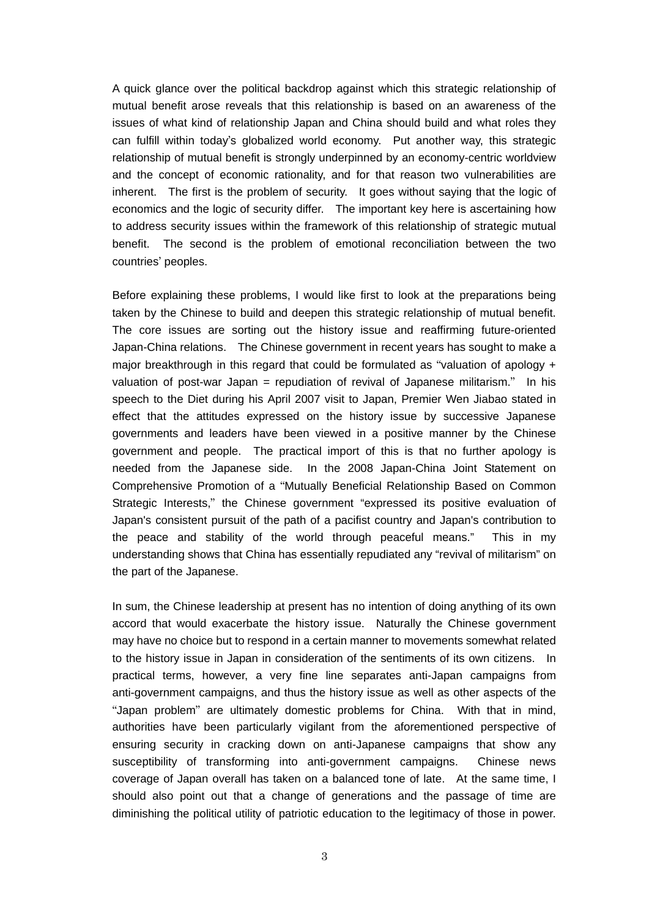A quick glance over the political backdrop against which this strategic relationship of mutual benefit arose reveals that this relationship is based on an awareness of the issues of what kind of relationship Japan and China should build and what roles they can fulfill within today's globalized world economy. Put another way, this strategic relationship of mutual benefit is strongly underpinned by an economy-centric worldview and the concept of economic rationality, and for that reason two vulnerabilities are inherent. The first is the problem of security. It goes without saying that the logic of economics and the logic of security differ. The important key here is ascertaining how to address security issues within the framework of this relationship of strategic mutual benefit. The second is the problem of emotional reconciliation between the two countries' peoples.

Before explaining these problems, I would like first to look at the preparations being taken by the Chinese to build and deepen this strategic relationship of mutual benefit. The core issues are sorting out the history issue and reaffirming future-oriented Japan-China relations. The Chinese government in recent years has sought to make a major breakthrough in this regard that could be formulated as "valuation of apology + valuation of post-war Japan = repudiation of revival of Japanese militarism." In his speech to the Diet during his April 2007 visit to Japan, Premier Wen Jiabao stated in effect that the attitudes expressed on the history issue by successive Japanese governments and leaders have been viewed in a positive manner by the Chinese government and people. The practical import of this is that no further apology is needed from the Japanese side. In the 2008 Japan-China Joint Statement on Comprehensive Promotion of a "Mutually Beneficial Relationship Based on Common Strategic Interests," the Chinese government "expressed its positive evaluation of Japan's consistent pursuit of the path of a pacifist country and Japan's contribution to the peace and stability of the world through peaceful means." This in my understanding shows that China has essentially repudiated any "revival of militarism" on the part of the Japanese.

In sum, the Chinese leadership at present has no intention of doing anything of its own accord that would exacerbate the history issue. Naturally the Chinese government may have no choice but to respond in a certain manner to movements somewhat related to the history issue in Japan in consideration of the sentiments of its own citizens. In practical terms, however, a very fine line separates anti-Japan campaigns from anti-government campaigns, and thus the history issue as well as other aspects of the "Japan problem" are ultimately domestic problems for China. With that in mind, authorities have been particularly vigilant from the aforementioned perspective of ensuring security in cracking down on anti-Japanese campaigns that show any susceptibility of transforming into anti-government campaigns. Chinese news coverage of Japan overall has taken on a balanced tone of late. At the same time, I should also point out that a change of generations and the passage of time are diminishing the political utility of patriotic education to the legitimacy of those in power.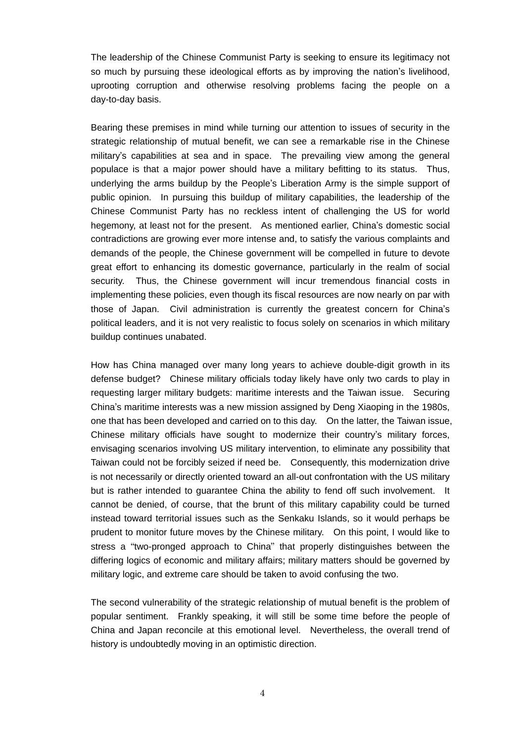The leadership of the Chinese Communist Party is seeking to ensure its legitimacy not so much by pursuing these ideological efforts as by improving the nation's livelihood, uprooting corruption and otherwise resolving problems facing the people on a day-to-day basis.

Bearing these premises in mind while turning our attention to issues of security in the strategic relationship of mutual benefit, we can see a remarkable rise in the Chinese military's capabilities at sea and in space. The prevailing view among the general populace is that a major power should have a military befitting to its status. Thus, underlying the arms buildup by the People's Liberation Army is the simple support of public opinion. In pursuing this buildup of military capabilities, the leadership of the Chinese Communist Party has no reckless intent of challenging the US for world hegemony, at least not for the present. As mentioned earlier, China's domestic social contradictions are growing ever more intense and, to satisfy the various complaints and demands of the people, the Chinese government will be compelled in future to devote great effort to enhancing its domestic governance, particularly in the realm of social security. Thus, the Chinese government will incur tremendous financial costs in implementing these policies, even though its fiscal resources are now nearly on par with those of Japan. Civil administration is currently the greatest concern for China's political leaders, and it is not very realistic to focus solely on scenarios in which military buildup continues unabated.

How has China managed over many long years to achieve double-digit growth in its defense budget? Chinese military officials today likely have only two cards to play in requesting larger military budgets: maritime interests and the Taiwan issue. Securing China's maritime interests was a new mission assigned by Deng Xiaoping in the 1980s, one that has been developed and carried on to this day. On the latter, the Taiwan issue, Chinese military officials have sought to modernize their country's military forces, envisaging scenarios involving US military intervention, to eliminate any possibility that Taiwan could not be forcibly seized if need be. Consequently, this modernization drive is not necessarily or directly oriented toward an all-out confrontation with the US military but is rather intended to guarantee China the ability to fend off such involvement. It cannot be denied, of course, that the brunt of this military capability could be turned instead toward territorial issues such as the Senkaku Islands, so it would perhaps be prudent to monitor future moves by the Chinese military. On this point, I would like to stress a "two-pronged approach to China" that properly distinguishes between the differing logics of economic and military affairs; military matters should be governed by military logic, and extreme care should be taken to avoid confusing the two.

The second vulnerability of the strategic relationship of mutual benefit is the problem of popular sentiment. Frankly speaking, it will still be some time before the people of China and Japan reconcile at this emotional level. Nevertheless, the overall trend of history is undoubtedly moving in an optimistic direction.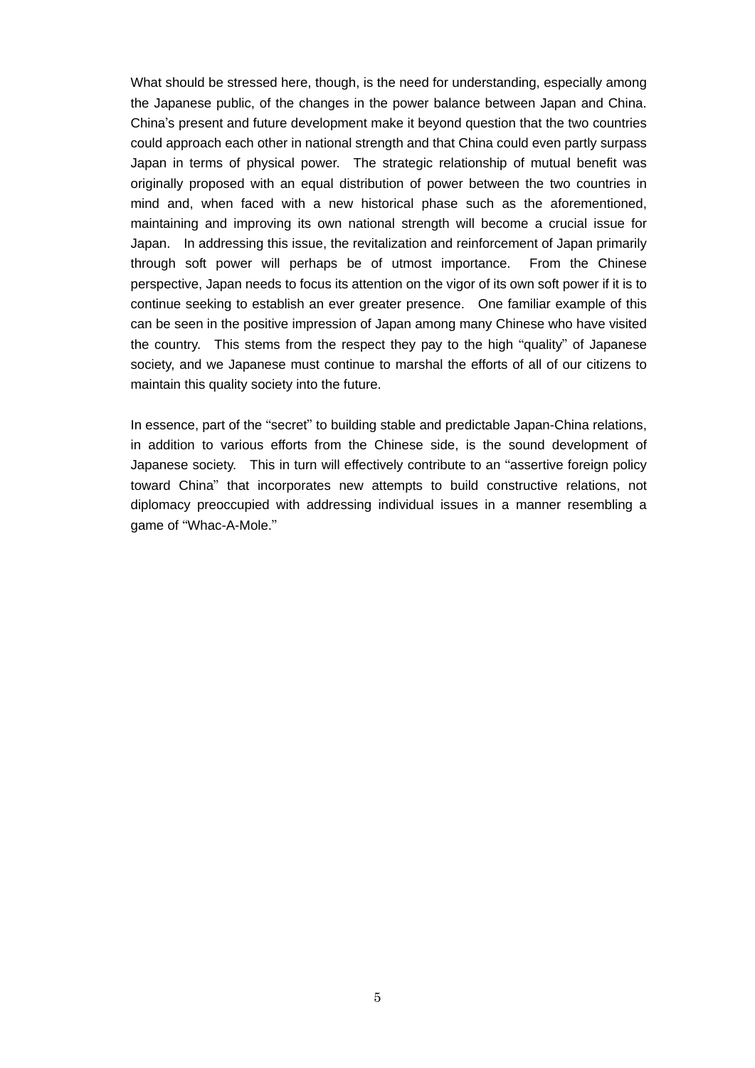What should be stressed here, though, is the need for understanding, especially among the Japanese public, of the changes in the power balance between Japan and China. China's present and future development make it beyond question that the two countries could approach each other in national strength and that China could even partly surpass Japan in terms of physical power. The strategic relationship of mutual benefit was originally proposed with an equal distribution of power between the two countries in mind and, when faced with a new historical phase such as the aforementioned, maintaining and improving its own national strength will become a crucial issue for Japan. In addressing this issue, the revitalization and reinforcement of Japan primarily through soft power will perhaps be of utmost importance. From the Chinese perspective, Japan needs to focus its attention on the vigor of its own soft power if it is to continue seeking to establish an ever greater presence. One familiar example of this can be seen in the positive impression of Japan among many Chinese who have visited the country. This stems from the respect they pay to the high "quality" of Japanese society, and we Japanese must continue to marshal the efforts of all of our citizens to maintain this quality society into the future.

In essence, part of the "secret" to building stable and predictable Japan-China relations, in addition to various efforts from the Chinese side, is the sound development of Japanese society. This in turn will effectively contribute to an "assertive foreign policy toward China" that incorporates new attempts to build constructive relations, not diplomacy preoccupied with addressing individual issues in a manner resembling a game of "Whac-A-Mole."